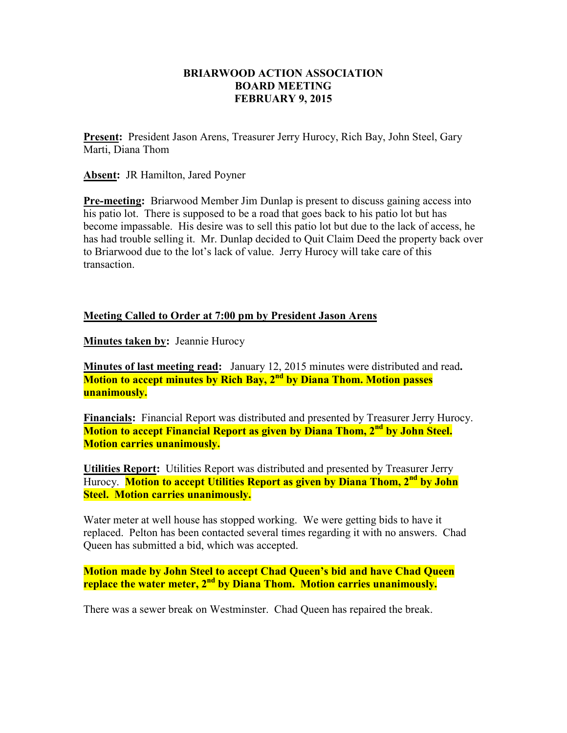# BRIARWOOD ACTION ASSOCIATION
## BOARD MEETING
## FEBRUARY 9, 2015

**Present:** President Jason Arens, Treasurer Jerry Hurocy, Rich Bay, John Steel, Gary Marti, Diana Thom

**Absent:** JR Hamilton, Jared Poyner

**Pre-meeting:** Briarwood Member Jim Dunlap is present to discuss gaining access into his patio lot. There is supposed to be a road that goes back to his patio lot but has become impassable. His desire was to sell this patio lot but due to the lack of access, he has had trouble selling it. Mr. Dunlap decided to Quit Claim Deed the property back over to Briarwood due to the lot's lack of value. Jerry Hurocy will take care of this transaction.

**Meeting Called to Order at 7:00 pm by President Jason Arens**

**Minutes taken by:** Jeannie Hurocy

**Minutes of last meeting read:** January 12, 2015 minutes were distributed and read. **Motion to accept minutes by Rich Bay, 2nd by Diana Thom. Motion passes unanimously.**

**Financials:** Financial Report was distributed and presented by Treasurer Jerry Hurocy. **Motion to accept Financial Report as given by Diana Thom, 2nd by John Steel. Motion carries unanimously.**

**Utilities Report:** Utilities Report was distributed and presented by Treasurer Jerry Hurocy. **Motion to accept Utilities Report as given by Diana Thom, 2nd by John Steel. Motion carries unanimously.**

Water meter at well house has stopped working. We were getting bids to have it replaced. Pelton has been contacted several times regarding it with no answers. Chad Queen has submitted a bid, which was accepted.

**Motion made by John Steel to accept Chad Queen's bid and have Chad Queen replace the water meter, 2nd by Diana Thom. Motion carries unanimously.**

There was a sewer break on Westminster. Chad Queen has repaired the break.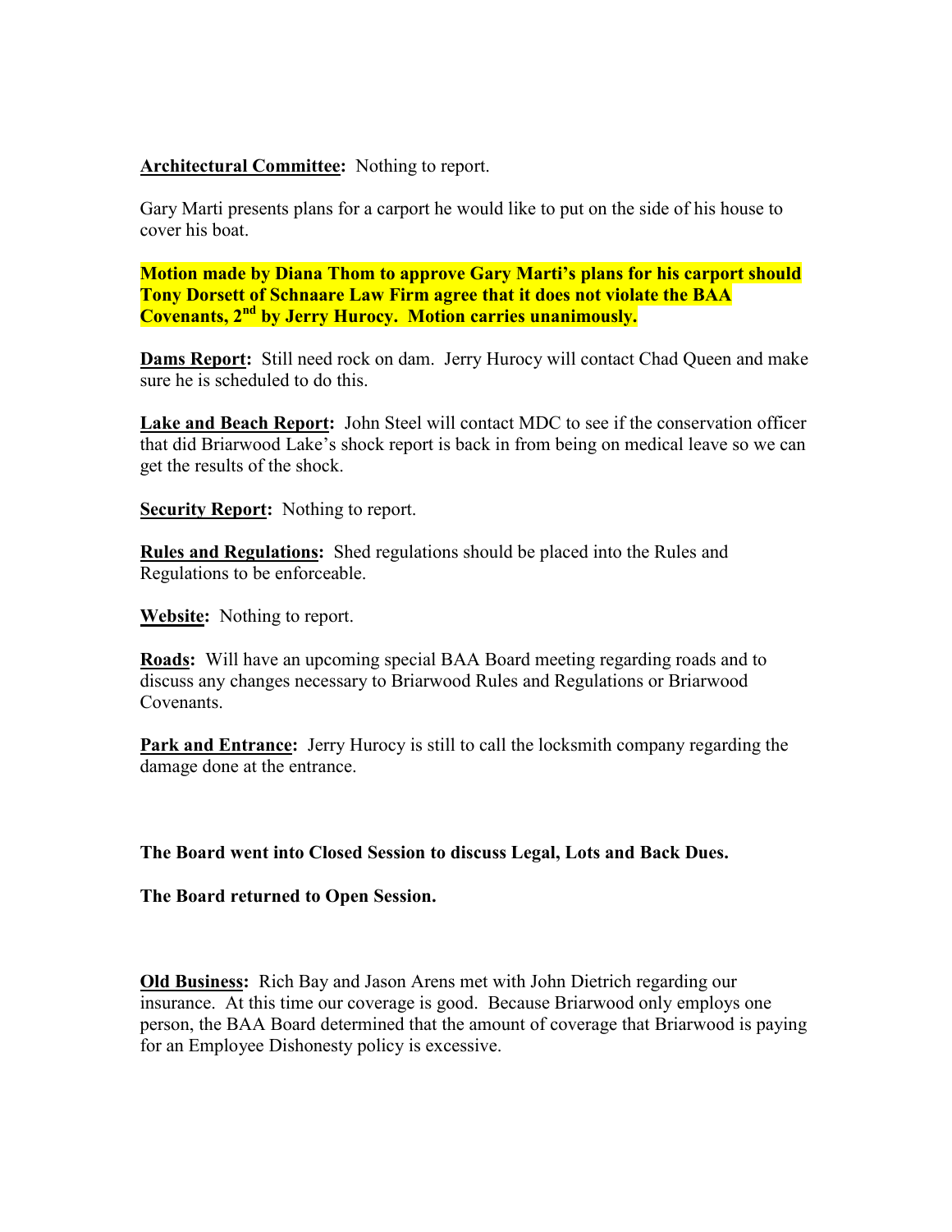**Architectural Committee:** Nothing to report.

Gary Marti presents plans for a carport he would like to put on the side of his house to cover his boat.

**Motion made by Diana Thom to approve Gary Marti's plans for his carport should Tony Dorsett of Schnaare Law Firm agree that it does not violate the BAA Covenants, 2nd by Jerry Hurocy. Motion carries unanimously.**

**Dams Report:** Still need rock on dam. Jerry Hurocy will contact Chad Queen and make sure he is scheduled to do this.

**Lake and Beach Report:** John Steel will contact MDC to see if the conservation officer that did Briarwood Lake's shock report is back in from being on medical leave so we can get the results of the shock.

**Security Report:** Nothing to report.

**Rules and Regulations:** Shed regulations should be placed into the Rules and Regulations to be enforceable.

**Website:** Nothing to report.

**Roads:** Will have an upcoming special BAA Board meeting regarding roads and to discuss any changes necessary to Briarwood Rules and Regulations or Briarwood Covenants.

**Park and Entrance:** Jerry Hurocy is still to call the locksmith company regarding the damage done at the entrance.

**The Board went into Closed Session to discuss Legal, Lots and Back Dues.**

**The Board returned to Open Session.**

**Old Business:** Rich Bay and Jason Arens met with John Dietrich regarding our insurance. At this time our coverage is good. Because Briarwood only employs one person, the BAA Board determined that the amount of coverage that Briarwood is paying for an Employee Dishonesty policy is excessive.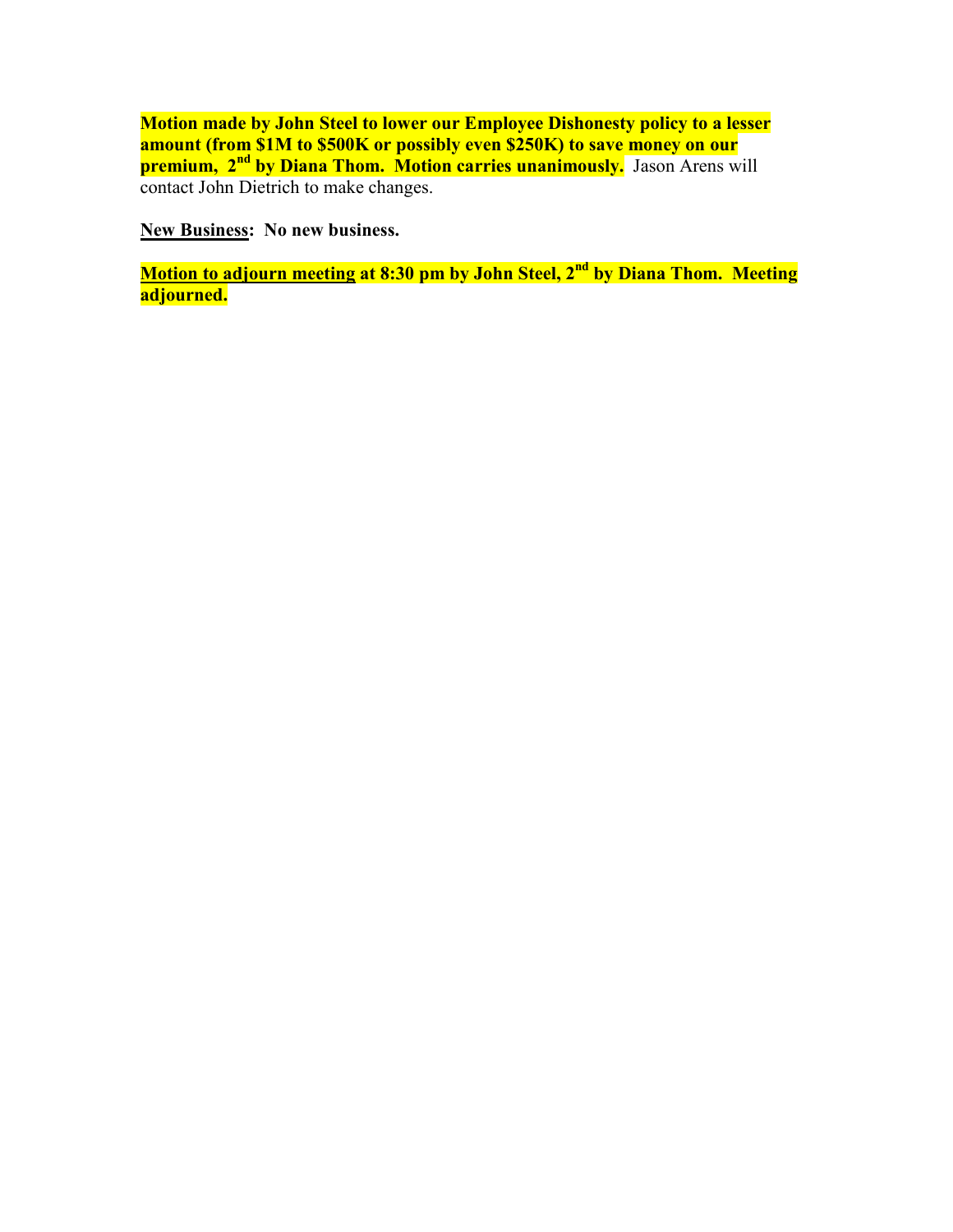**Motion made by John Steel to lower our Employee Dishonesty policy to a lesser amount (from $1M to $500K or possibly even $250K) to save money on our premium, 2nd by Diana Thom. Motion carries unanimously.** Jason Arens will contact John Dietrich to make changes.

**New Business: No new business.**

**Motion to adjourn meeting at 8:30 pm by John Steel, 2nd by Diana Thom. Meeting adjourned.**